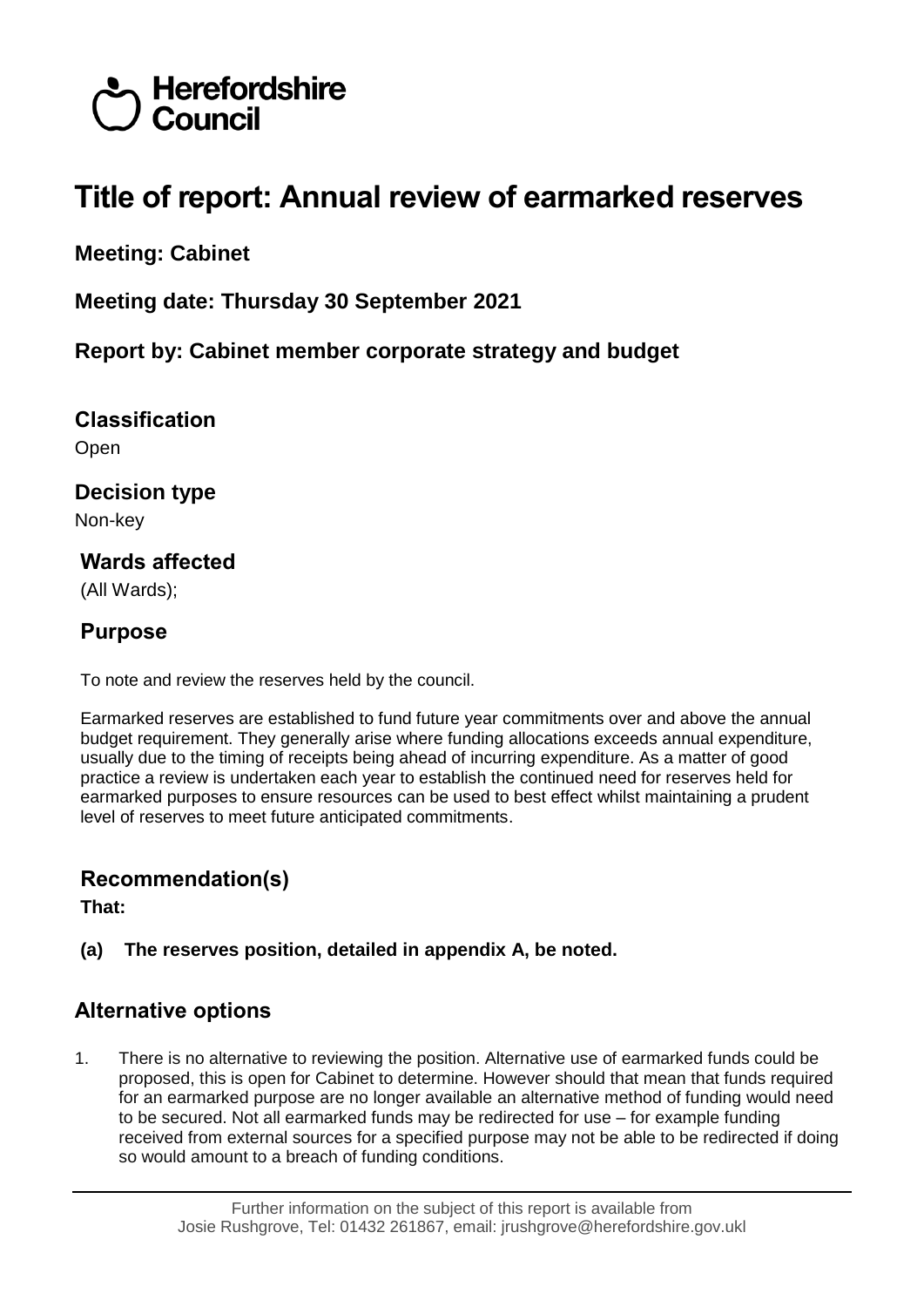Herefordshire Council

# Title of report: Annual review of earmarked reserves

**Meeting: Cabinet**

**Meeting date: Thursday 30 September 2021**

**Report by: Cabinet member corporate strategy and budget**

## Classification

Open

## Decision type

Non-key

## Wards affected

(All Wards);

## Purpose

To note and review the reserves held by the council.

Earmarked reserves are established to fund future year commitments over and above the annual budget requirement. They generally arise where funding allocations exceeds annual expenditure, usually due to the timing of receipts being ahead of incurring expenditure. As a matter of good practice a review is undertaken each year to establish the continued need for reserves held for earmarked purposes to ensure resources can be used to best effect whilst maintaining a prudent level of reserves to meet future anticipated commitments.

## Recommendation(s)

**That:**

**(a) The reserves position, detailed in appendix A, be noted.**

## Alternative options

1. There is no alternative to reviewing the position. Alternative use of earmarked funds could be proposed, this is open for Cabinet to determine. However should that mean that funds required for an earmarked purpose are no longer available an alternative method of funding would need to be secured. Not all earmarked funds may be redirected for use – for example funding received from external sources for a specified purpose may not be able to be redirected if doing so would amount to a breach of funding conditions.

Further information on the subject of this report is available from
Josie Rushgrove, Tel: 01432 261867, email: jrushgrove@herefordshire.gov.ukl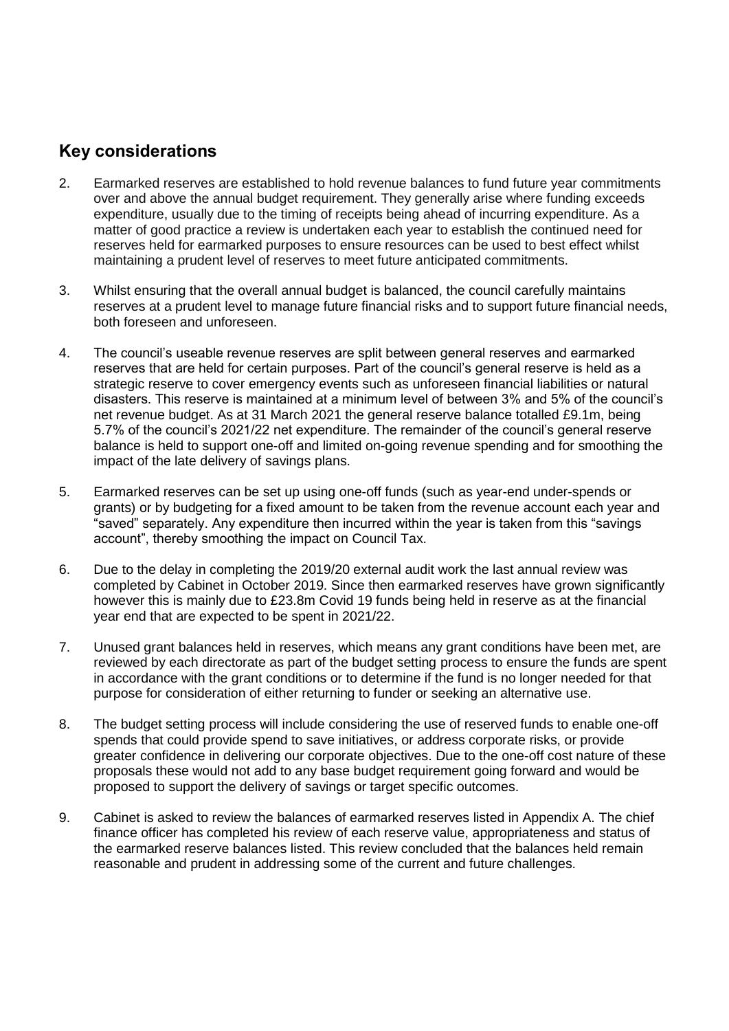## Key considerations

2. Earmarked reserves are established to hold revenue balances to fund future year commitments over and above the annual budget requirement. They generally arise where funding exceeds expenditure, usually due to the timing of receipts being ahead of incurring expenditure. As a matter of good practice a review is undertaken each year to establish the continued need for reserves held for earmarked purposes to ensure resources can be used to best effect whilst maintaining a prudent level of reserves to meet future anticipated commitments.

3. Whilst ensuring that the overall annual budget is balanced, the council carefully maintains reserves at a prudent level to manage future financial risks and to support future financial needs, both foreseen and unforeseen.

4. The council's useable revenue reserves are split between general reserves and earmarked reserves that are held for certain purposes. Part of the council's general reserve is held as a strategic reserve to cover emergency events such as unforeseen financial liabilities or natural disasters. This reserve is maintained at a minimum level of between 3% and 5% of the council's net revenue budget. As at 31 March 2021 the general reserve balance totalled £9.1m, being 5.7% of the council's 2021/22 net expenditure. The remainder of the council's general reserve balance is held to support one-off and limited on-going revenue spending and for smoothing the impact of the late delivery of savings plans.

5. Earmarked reserves can be set up using one-off funds (such as year-end under-spends or grants) or by budgeting for a fixed amount to be taken from the revenue account each year and "saved" separately. Any expenditure then incurred within the year is taken from this "savings account", thereby smoothing the impact on Council Tax.

6. Due to the delay in completing the 2019/20 external audit work the last annual review was completed by Cabinet in October 2019. Since then earmarked reserves have grown significantly however this is mainly due to £23.8m Covid 19 funds being held in reserve as at the financial year end that are expected to be spent in 2021/22.

7. Unused grant balances held in reserves, which means any grant conditions have been met, are reviewed by each directorate as part of the budget setting process to ensure the funds are spent in accordance with the grant conditions or to determine if the fund is no longer needed for that purpose for consideration of either returning to funder or seeking an alternative use.

8. The budget setting process will include considering the use of reserved funds to enable one-off spends that could provide spend to save initiatives, or address corporate risks, or provide greater confidence in delivering our corporate objectives. Due to the one-off cost nature of these proposals these would not add to any base budget requirement going forward and would be proposed to support the delivery of savings or target specific outcomes.

9. Cabinet is asked to review the balances of earmarked reserves listed in Appendix A. The chief finance officer has completed his review of each reserve value, appropriateness and status of the earmarked reserve balances listed. This review concluded that the balances held remain reasonable and prudent in addressing some of the current and future challenges.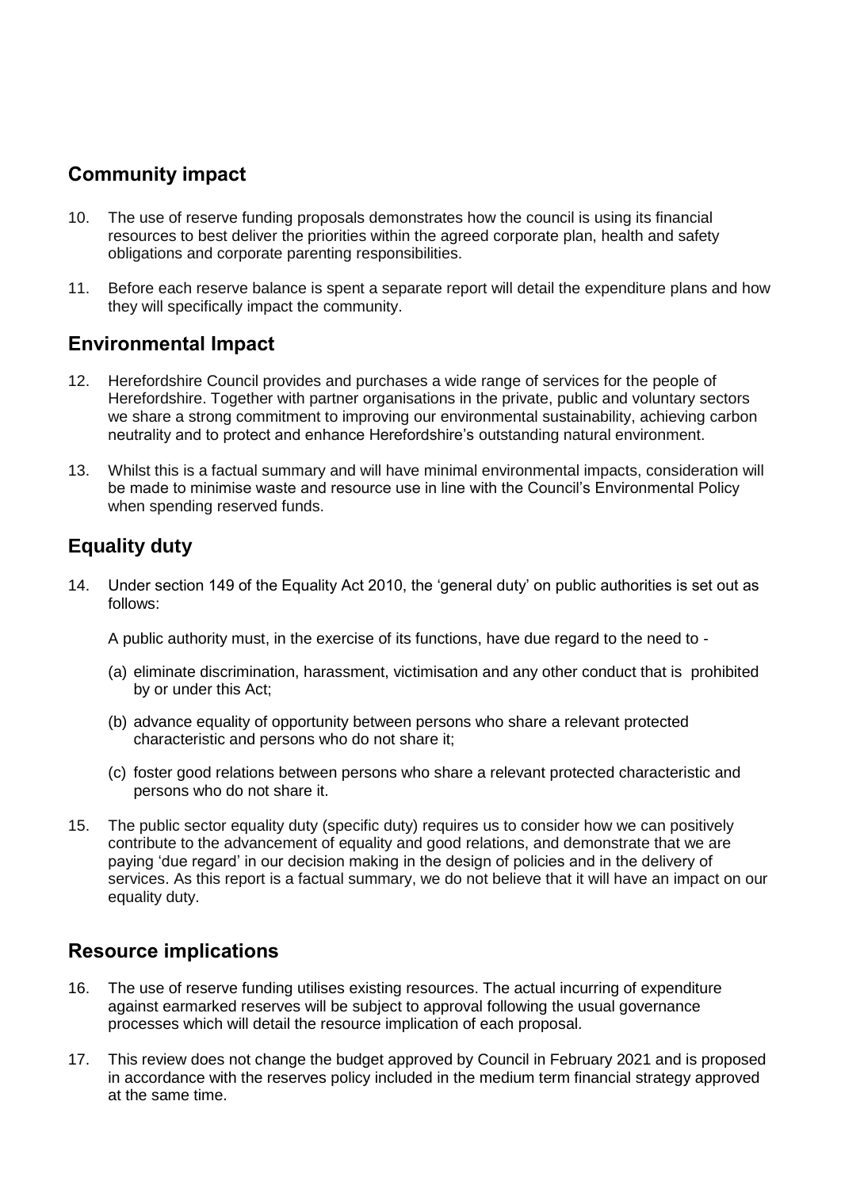## Community impact

10. The use of reserve funding proposals demonstrates how the council is using its financial resources to best deliver the priorities within the agreed corporate plan, health and safety obligations and corporate parenting responsibilities.

11. Before each reserve balance is spent a separate report will detail the expenditure plans and how they will specifically impact the community.

## Environmental Impact

12. Herefordshire Council provides and purchases a wide range of services for the people of Herefordshire. Together with partner organisations in the private, public and voluntary sectors we share a strong commitment to improving our environmental sustainability, achieving carbon neutrality and to protect and enhance Herefordshire's outstanding natural environment.

13. Whilst this is a factual summary and will have minimal environmental impacts, consideration will be made to minimise waste and resource use in line with the Council's Environmental Policy when spending reserved funds.

## Equality duty

14. Under section 149 of the Equality Act 2010, the 'general duty' on public authorities is set out as follows:

    A public authority must, in the exercise of its functions, have due regard to the need to -

    (a) eliminate discrimination, harassment, victimisation and any other conduct that is prohibited by or under this Act;

    (b) advance equality of opportunity between persons who share a relevant protected characteristic and persons who do not share it;

    (c) foster good relations between persons who share a relevant protected characteristic and persons who do not share it.

15. The public sector equality duty (specific duty) requires us to consider how we can positively contribute to the advancement of equality and good relations, and demonstrate that we are paying 'due regard' in our decision making in the design of policies and in the delivery of services. As this report is a factual summary, we do not believe that it will have an impact on our equality duty.

## Resource implications

16. The use of reserve funding utilises existing resources. The actual incurring of expenditure against earmarked reserves will be subject to approval following the usual governance processes which will detail the resource implication of each proposal.

17. This review does not change the budget approved by Council in February 2021 and is proposed in accordance with the reserves policy included in the medium term financial strategy approved at the same time.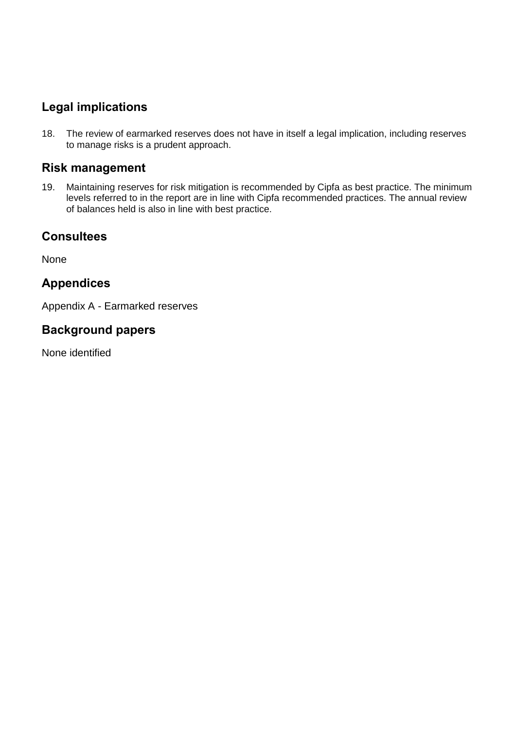## Legal implications

18. The review of earmarked reserves does not have in itself a legal implication, including reserves to manage risks is a prudent approach.

## Risk management

19. Maintaining reserves for risk mitigation is recommended by Cipfa as best practice. The minimum levels referred to in the report are in line with Cipfa recommended practices. The annual review of balances held is also in line with best practice.

## Consultees

None

## Appendices

Appendix A - Earmarked reserves

## Background papers

None identified